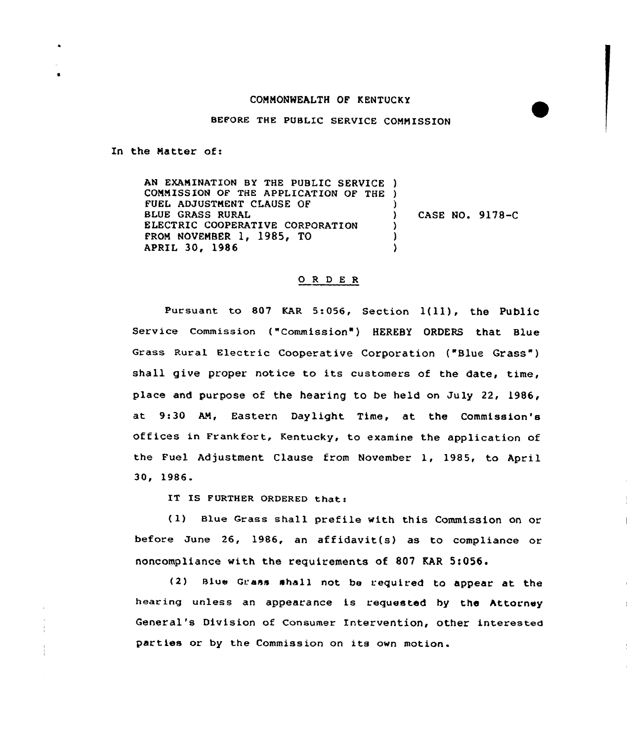COMMONWEALTH OF KENTUCKY

BEFORE THE PUBLIC SERVICE COMMISSION

In the Matter of:

| | | |
|---|---|---|
| AN EXAMINATION BY THE PUBLIC SERVICE COMMISSION OF THE APPLICATION OF THE FUEL ADJUSTMENT CLAUSE OF BLUE GRASS RURAL ELECTRIC COOPERATIVE CORPORATION FROM NOVEMBER 1, 1985, TO APRIL 30, 1986 | ) | CASE NO. 9178-C |

## O R D E R

Pursuant to 807 KAR 5:056, Section 1(11), the Public Service Commission ("Commission") HEREBY ORDERS that Blue Grass Rural Electric Cooperative Corporation ("Blue Grass") shall give proper notice to its customers of the date, time, place and purpose of the hearing to be held on July 22, 1986, at 9:30 AM, Eastern Daylight Time, at the Commission's offices in Frankfort, Kentucky, to examine the application of the Fuel Adjustment Clause from November 1, 1985, to April 30, 1986.

IT IS FURTHER ORDERED that:

(1) Blue Grass shall prefile with this Commission on or before June 26, 1986, an affidavit(s) as to compliance or noncompliance with the requirements of 807 KAR 5:056.

(2) Blue Grass shall not be required to appear at the hearing unless an appearance is requested by the Attorney General's Division of Consumer Intervention, other interested parties or by the Commission on its own motion.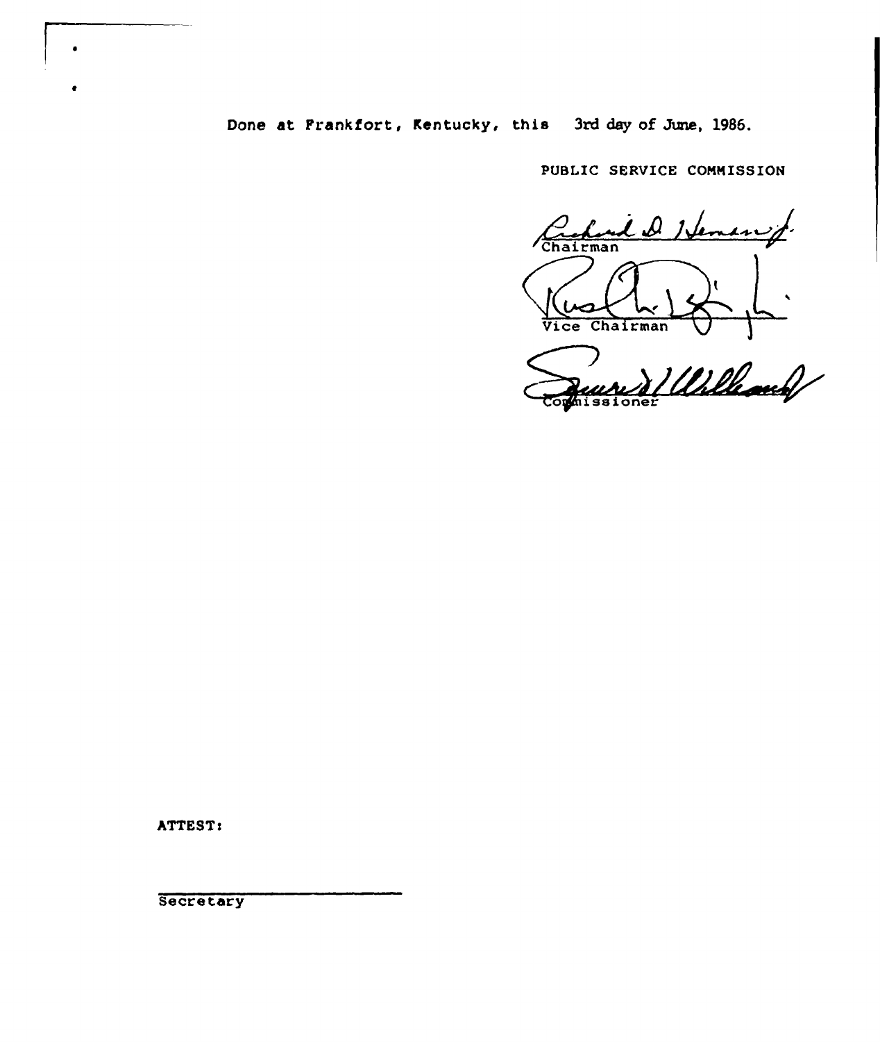Done at Frankfort, Kentucky, this 3rd day of June, 1986.

PUBLIC SERVICE COMMISSION

Chairman

Vice Chairman

Commissioner

ATTEST:

Secretary